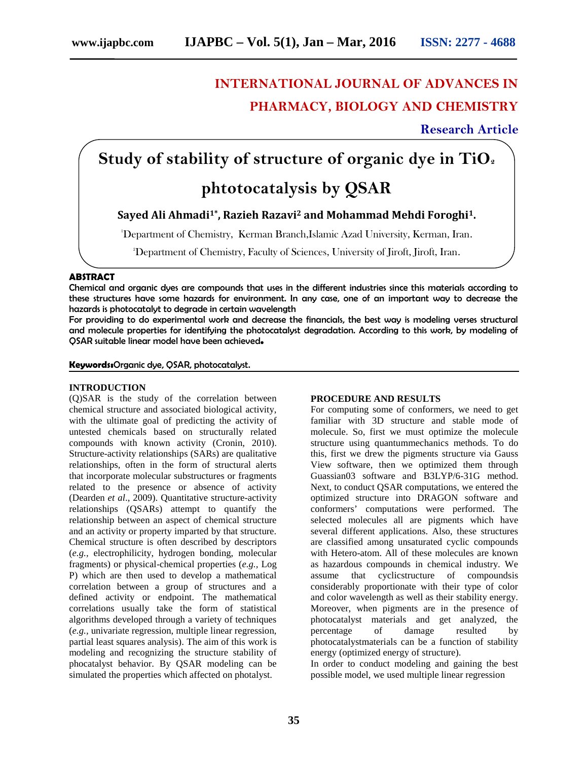# INTERNATIONAL JOURNAL OF ADVANCES IN PHARMACY, BIOLOGY AND CHEMISTRY

**Research Article**

# Study of stability of structure of organic dye in $TiO_2$ phtotocatalysis by QSAR

**Sayed Ali Ahmadi[1*], Razieh Razavi[2] and Mohammad Mehdi Foroghi[1].**

[1]Department of Chemistry, Kerman Branch,Islamic Azad University, Kerman, Iran.

[2]Department of Chemistry, Faculty of Sciences, University of Jiroft, Jiroft, Iran.

## ABSTRACT

Chemical and organic dyes are compounds that uses in the different industries since this materials according to these structures have some hazards for environment. In any case, one of an important way to decrease the hazards is photocatalyt to degrade in certain wavelength

For providing to do experimental work and decrease the financials, the best way is modeling verses structural and molecule properties for identifying the photocatalyst degradation. According to this work, by modeling of QSAR suitable linear model have been achieved.

**Keywords:** Organic dye, QSAR, photocatalyst.

## INTRODUCTION

(Q)SAR is the study of the correlation between chemical structure and associated biological activity, with the ultimate goal of predicting the activity of untested chemicals based on structurally related compounds with known activity (Cronin, 2010). Structure-activity relationships (SARs) are qualitative relationships, often in the form of structural alerts that incorporate molecular substructures or fragments related to the presence or absence of activity (Dearden *et al*., 2009). Quantitative structure-activity relationships (QSARs) attempt to quantify the relationship between an aspect of chemical structure and an activity or property imparted by that structure. Chemical structure is often described by descriptors (*e.g.*, electrophilicity, hydrogen bonding, molecular fragments) or physical-chemical properties (*e.g.*, Log P) which are then used to develop a mathematical correlation between a group of structures and a defined activity or endpoint. The mathematical correlations usually take the form of statistical algorithms developed through a variety of techniques (*e.g.*, univariate regression, multiple linear regression, partial least squares analysis). The aim of this work is modeling and recognizing the structure stability of phocatalyst behavior. By QSAR modeling can be simulated the properties which affected on photalyst.

## PROCEDURE AND RESULTS

For computing some of conformers, we need to get familiar with 3D structure and stable mode of molecule. So, first we must optimize the molecule structure using quantummechanics methods. To do this, first we drew the pigments structure via Gauss View software, then we optimized them through Guassian03 software and B3LYP/6-31G method. Next, to conduct QSAR computations, we entered the optimized structure into DRAGON software and conformers' computations were performed. The selected molecules all are pigments which have several different applications. Also, these structures are classified among unsaturated cyclic compounds with Hetero-atom. All of these molecules are known as hazardous compounds in chemical industry. We assume that cyclicstructure of compoundsis considerably proportionate with their type of color and color wavelength as well as their stability energy. Moreover, when pigments are in the presence of photocatalyst materials and get analyzed, the percentage of damage resulted by photocatalystmaterials can be a function of stability energy (optimized energy of structure).

In order to conduct modeling and gaining the best possible model, we used multiple linear regression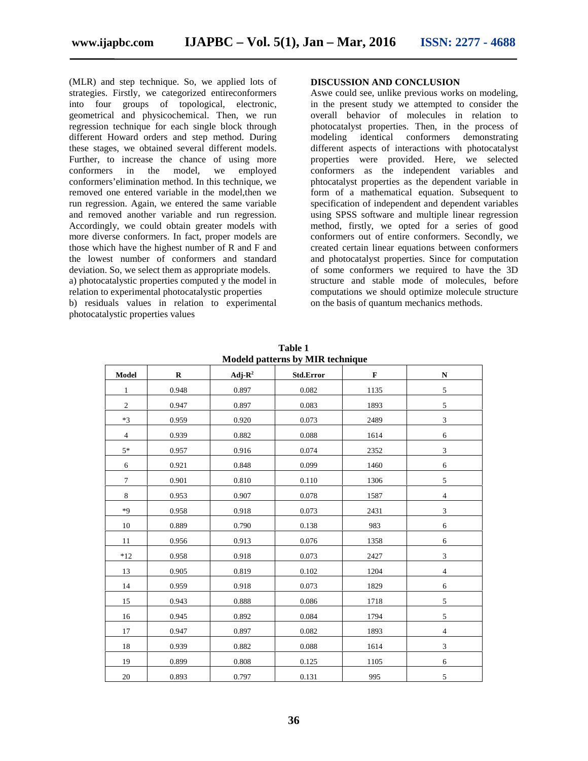(MLR) and step technique. So, we applied lots of strategies. Firstly, we categorized entireconformers into four groups of topological, electronic, geometrical and physicochemical. Then, we run regression technique for each single block through different Howard orders and step method. During these stages, we obtained several different models. Further, to increase the chance of using more conformers in the model, we employed conformers'elimination method. In this technique, we removed one entered variable in the model,then we run regression. Again, we entered the same variable and removed another variable and run regression. Accordingly, we could obtain greater models with more diverse conformers. In fact, proper models are those which have the highest number of R and F and the lowest number of conformers and standard deviation. So, we select them as appropriate models.

a) photocatalystic properties computed y the model in relation to experimental photocatalystic properties

b) residuals values in relation to experimental photocatalystic properties values

## DISCUSSION AND CONCLUSION

Aswe could see, unlike previous works on modeling, in the present study we attempted to consider the overall behavior of molecules in relation to photocatalyst properties. Then, in the process of modeling identical conformers demonstrating different aspects of interactions with photocatalyst properties were provided. Here, we selected conformers as the independent variables and phtocatalyst properties as the dependent variable in form of a mathematical equation. Subsequent to specification of independent and dependent variables using SPSS software and multiple linear regression method, firstly, we opted for a series of good conformers out of entire conformers. Secondly, we created certain linear equations between conformers and photocatalyst properties. Since for computation of some conformers we required to have the 3D structure and stable mode of molecules, before computations we should optimize molecule structure on the basis of quantum mechanics methods.

**Table 1**
**Modeld patterns by MIR technique**

| Model | R | Adj-$R^2$ | Std.Error | F | N |
|---|---|---|---|---|---|
| 1 | 0.948 | 0.897 | 0.082 | 1135 | 5 |
| 2 | 0.947 | 0.897 | 0.083 | 1893 | 5 |
| *3 | 0.959 | 0.920 | 0.073 | 2489 | 3 |
| 4 | 0.939 | 0.882 | 0.088 | 1614 | 6 |
| 5* | 0.957 | 0.916 | 0.074 | 2352 | 3 |
| 6 | 0.921 | 0.848 | 0.099 | 1460 | 6 |
| 7 | 0.901 | 0.810 | 0.110 | 1306 | 5 |
| 8 | 0.953 | 0.907 | 0.078 | 1587 | 4 |
| *9 | 0.958 | 0.918 | 0.073 | 2431 | 3 |
| 10 | 0.889 | 0.790 | 0.138 | 983 | 6 |
| 11 | 0.956 | 0.913 | 0.076 | 1358 | 6 |
| *12 | 0.958 | 0.918 | 0.073 | 2427 | 3 |
| 13 | 0.905 | 0.819 | 0.102 | 1204 | 4 |
| 14 | 0.959 | 0.918 | 0.073 | 1829 | 6 |
| 15 | 0.943 | 0.888 | 0.086 | 1718 | 5 |
| 16 | 0.945 | 0.892 | 0.084 | 1794 | 5 |
| 17 | 0.947 | 0.897 | 0.082 | 1893 | 4 |
| 18 | 0.939 | 0.882 | 0.088 | 1614 | 3 |
| 19 | 0.899 | 0.808 | 0.125 | 1105 | 6 |
| 20 | 0.893 | 0.797 | 0.131 | 995 | 5 |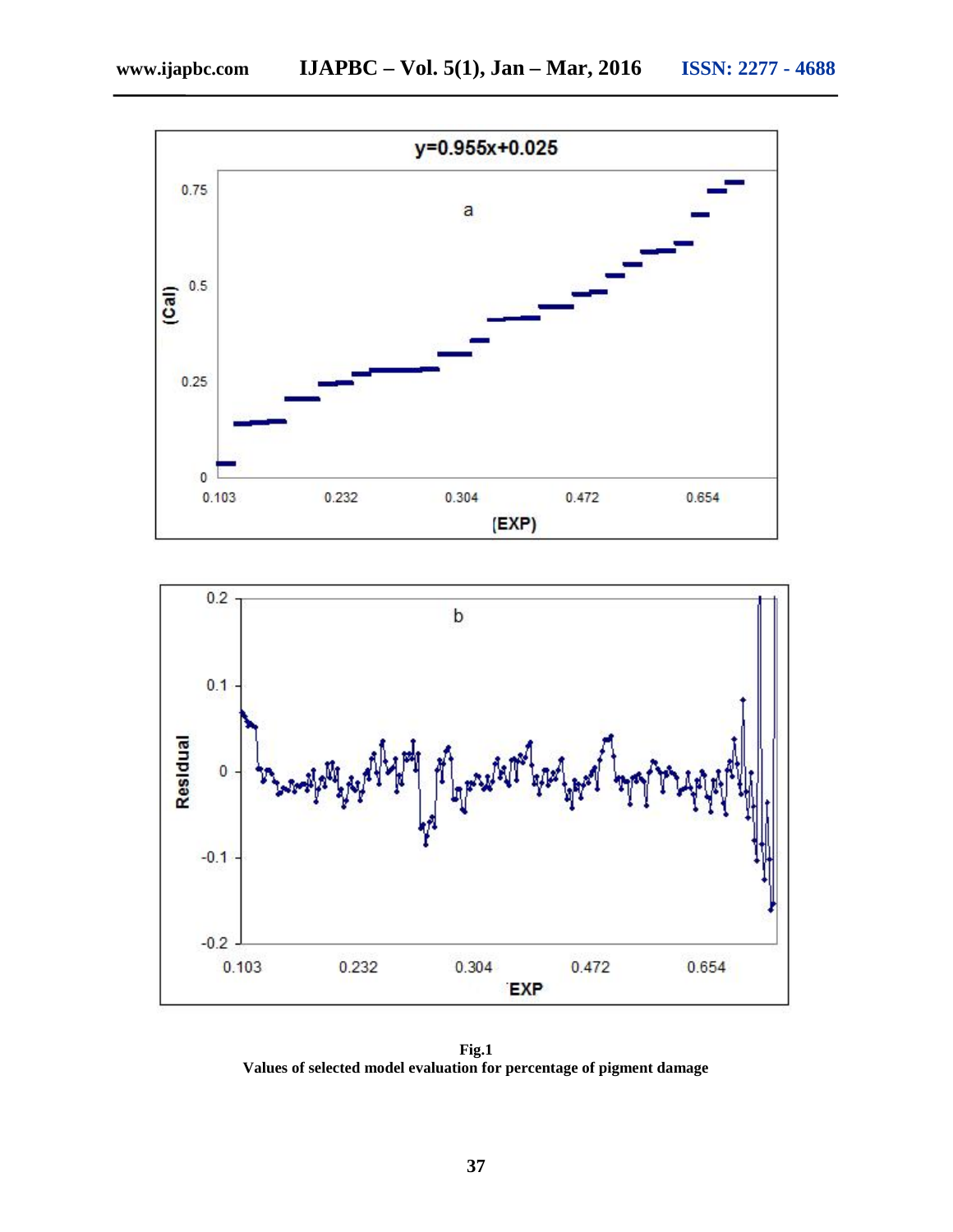**Fig.1**
**Values of selected model evaluation for percentage of pigment damage**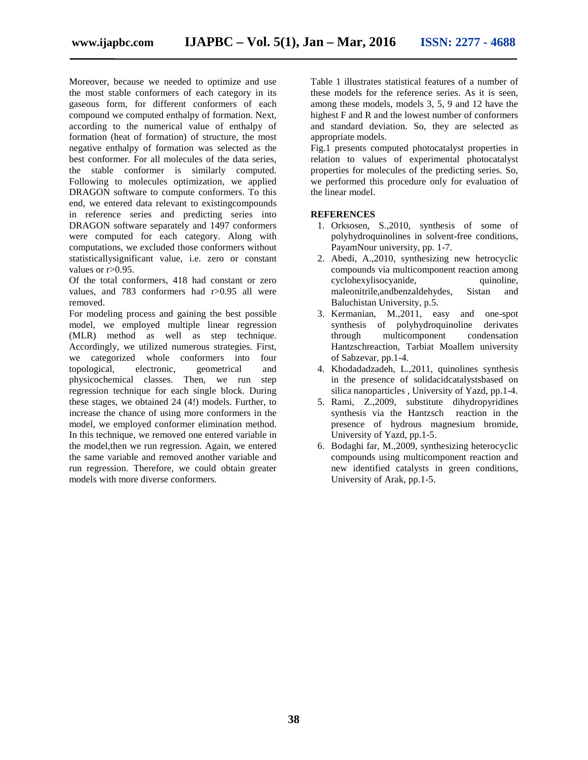Moreover, because we needed to optimize and use the most stable conformers of each category in its gaseous form, for different conformers of each compound we computed enthalpy of formation. Next, according to the numerical value of enthalpy of formation (heat of formation) of structure, the most negative enthalpy of formation was selected as the best conformer. For all molecules of the data series, the stable conformer is similarly computed. Following to molecules optimization, we applied DRAGON software to compute conformers. To this end, we entered data relevant to existingcompounds in reference series and predicting series into DRAGON software separately and 1497 conformers were computed for each category. Along with computations, we excluded those conformers without statisticallysignificant value, i.e. zero or constant values or r>0.95.

Of the total conformers, 418 had constant or zero values, and 783 conformers had r>0.95 all were removed.

For modeling process and gaining the best possible model, we employed multiple linear regression (MLR) method as well as step technique. Accordingly, we utilized numerous strategies. First, we categorized whole conformers into four topological, electronic, geometrical and physicochemical classes. Then, we run step regression technique for each single block. During these stages, we obtained 24 (4!) models. Further, to increase the chance of using more conformers in the model, we employed conformer elimination method. In this technique, we removed one entered variable in the model,then we run regression. Again, we entered the same variable and removed another variable and run regression. Therefore, we could obtain greater models with more diverse conformers.

Table 1 illustrates statistical features of a number of these models for the reference series. As it is seen, among these models, models 3, 5, 9 and 12 have the highest F and R and the lowest number of conformers and standard deviation. So, they are selected as appropriate models.

Fig.1 presents computed photocatalyst properties in relation to values of experimental photocatalyst properties for molecules of the predicting series. So, we performed this procedure only for evaluation of the linear model.

## REFERENCES

1. Orksosen, S.,2010, synthesis of some of polyhydroquinolines in solvent-free conditions, PayamNour university, pp. 1-7.
2. Abedi, A.,2010, synthesizing new hetrocyclic compounds via multicomponent reaction among cyclohexylisocyanide, quinoline, maleonitrile,andbenzaldehydes, Sistan and Baluchistan University, p.5.
3. Kermanian, M.,2011, easy and one-spot synthesis of polyhydroquinoline derivates through multicomponent condensation Hantzschreaction, Tarbiat Moallem university of Sabzevar, pp.1-4.
4. Khodadadzadeh, L.,2011, quinolines synthesis in the presence of solidacidcatalystsbased on silica nanoparticles , University of Yazd, pp.1-4.
5. Rami, Z.,2009, substitute dihydropyridines synthesis via the Hantzsch reaction in the presence of hydrous magnesium bromide, University of Yazd, pp.1-5.
6. Bodaghi far, M.,2009, synthesizing heterocyclic compounds using multicomponent reaction and new identified catalysts in green conditions, University of Arak, pp.1-5.